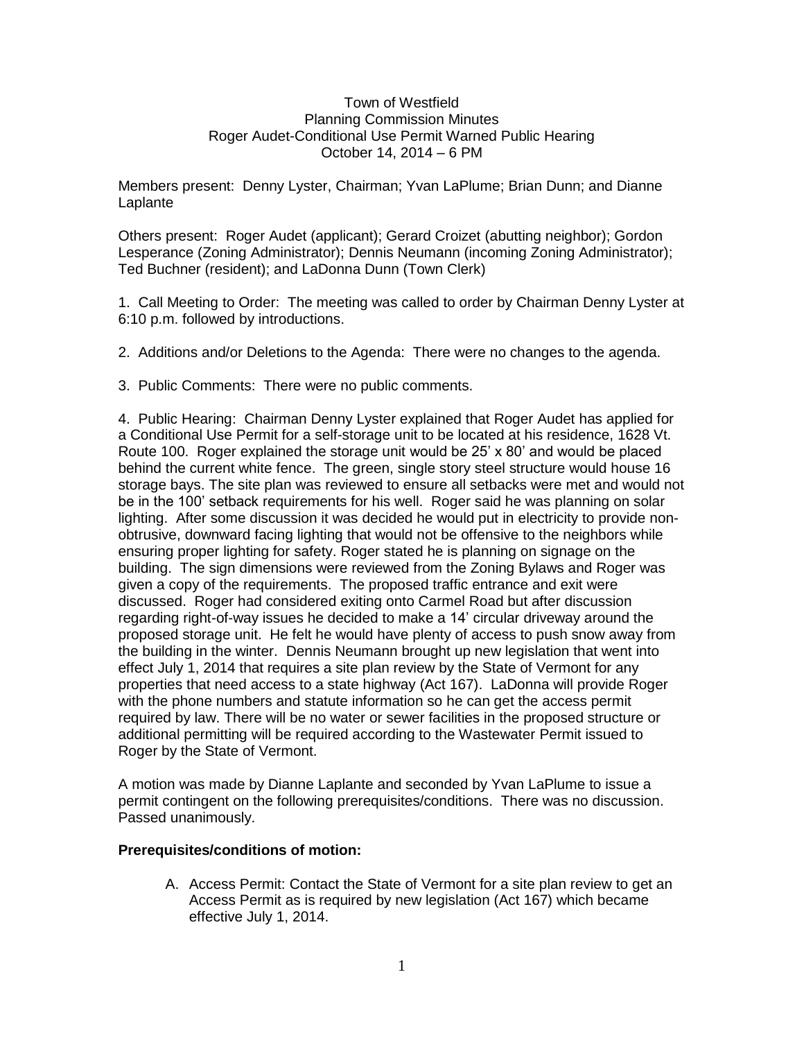# Town of Westfield
## Planning Commission Minutes
### Roger Audet-Conditional Use Permit Warned Public Hearing
October 14, 2014 – 6 PM

Members present: Denny Lyster, Chairman; Yvan LaPlume; Brian Dunn; and Dianne Laplante

Others present: Roger Audet (applicant); Gerard Croizet (abutting neighbor); Gordon Lesperance (Zoning Administrator); Dennis Neumann (incoming Zoning Administrator); Ted Buchner (resident); and LaDonna Dunn (Town Clerk)

1. Call Meeting to Order: The meeting was called to order by Chairman Denny Lyster at 6:10 p.m. followed by introductions.

2. Additions and/or Deletions to the Agenda: There were no changes to the agenda.

3. Public Comments: There were no public comments.

4. Public Hearing: Chairman Denny Lyster explained that Roger Audet has applied for a Conditional Use Permit for a self-storage unit to be located at his residence, 1628 Vt. Route 100. Roger explained the storage unit would be 25' x 80' and would be placed behind the current white fence. The green, single story steel structure would house 16 storage bays. The site plan was reviewed to ensure all setbacks were met and would not be in the 100' setback requirements for his well. Roger said he was planning on solar lighting. After some discussion it was decided he would put in electricity to provide non-obtrusive, downward facing lighting that would not be offensive to the neighbors while ensuring proper lighting for safety. Roger stated he is planning on signage on the building. The sign dimensions were reviewed from the Zoning Bylaws and Roger was given a copy of the requirements. The proposed traffic entrance and exit were discussed. Roger had considered exiting onto Carmel Road but after discussion regarding right-of-way issues he decided to make a 14' circular driveway around the proposed storage unit. He felt he would have plenty of access to push snow away from the building in the winter. Dennis Neumann brought up new legislation that went into effect July 1, 2014 that requires a site plan review by the State of Vermont for any properties that need access to a state highway (Act 167). LaDonna will provide Roger with the phone numbers and statute information so he can get the access permit required by law. There will be no water or sewer facilities in the proposed structure or additional permitting will be required according to the Wastewater Permit issued to Roger by the State of Vermont.

A motion was made by Dianne Laplante and seconded by Yvan LaPlume to issue a permit contingent on the following prerequisites/conditions. There was no discussion. Passed unanimously.

**Prerequisites/conditions of motion:**

A. Access Permit: Contact the State of Vermont for a site plan review to get an Access Permit as is required by new legislation (Act 167) which became effective July 1, 2014.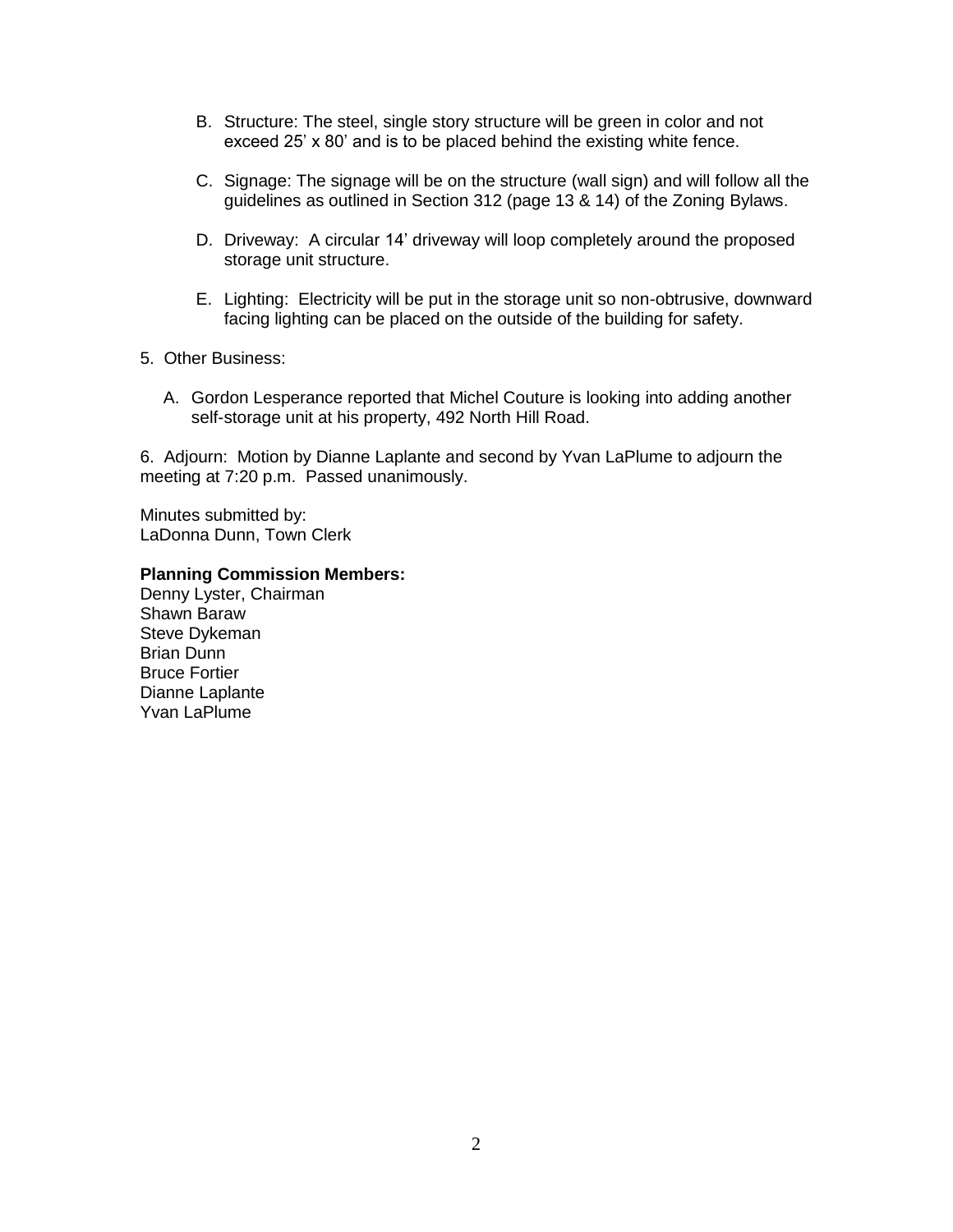B. Structure: The steel, single story structure will be green in color and not exceed 25' x 80' and is to be placed behind the existing white fence.

C. Signage: The signage will be on the structure (wall sign) and will follow all the guidelines as outlined in Section 312 (page 13 & 14) of the Zoning Bylaws.

D. Driveway: A circular 14' driveway will loop completely around the proposed storage unit structure.

E. Lighting: Electricity will be put in the storage unit so non-obtrusive, downward facing lighting can be placed on the outside of the building for safety.

5. Other Business:

A. Gordon Lesperance reported that Michel Couture is looking into adding another self-storage unit at his property, 492 North Hill Road.

6. Adjourn: Motion by Dianne Laplante and second by Yvan LaPlume to adjourn the meeting at 7:20 p.m. Passed unanimously.

Minutes submitted by:
LaDonna Dunn, Town Clerk

**Planning Commission Members:**
Denny Lyster, Chairman
Shawn Baraw
Steve Dykeman
Brian Dunn
Bruce Fortier
Dianne Laplante
Yvan LaPlume